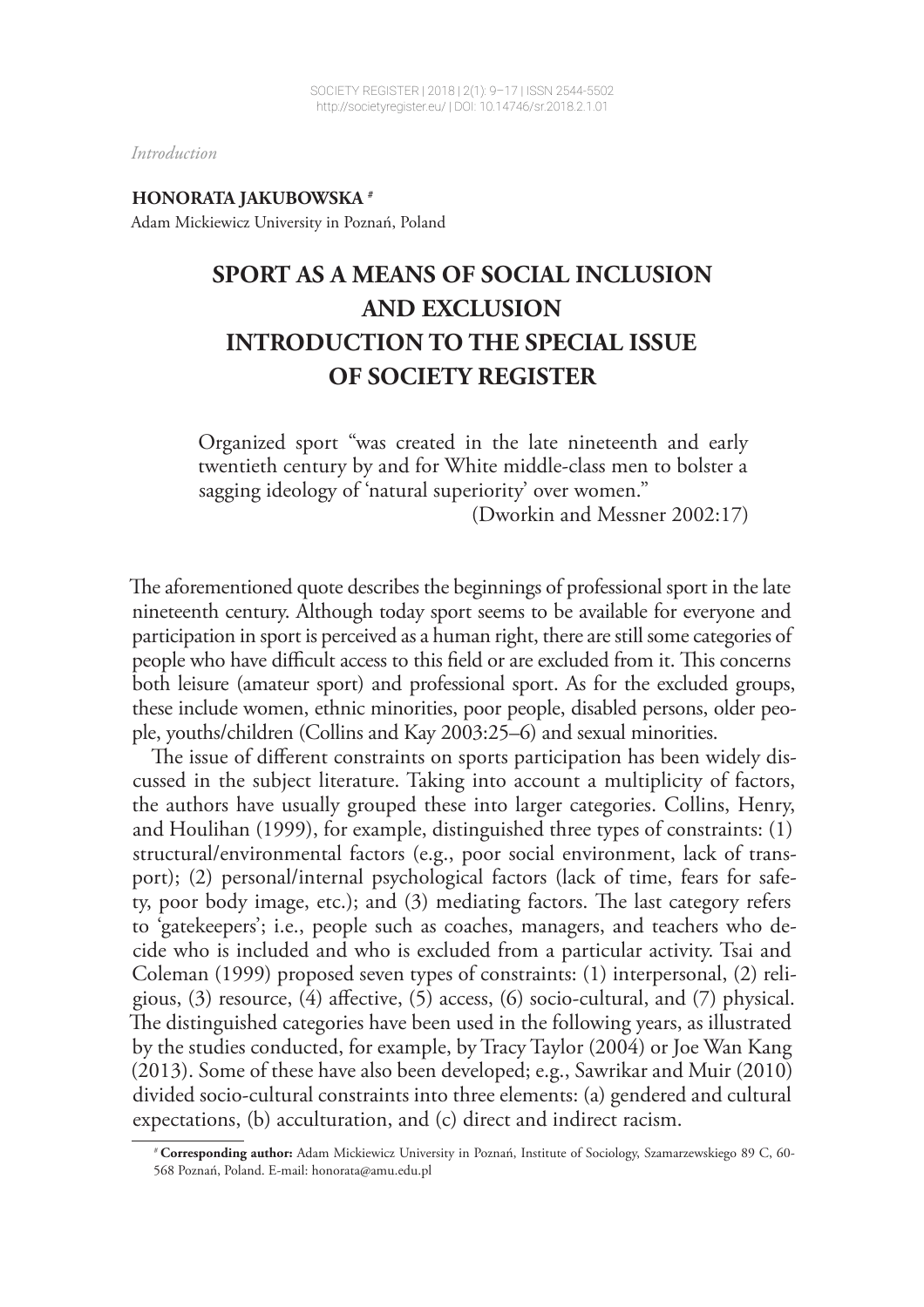*Introduction*

**HONORATA JAKUBOWSKA** [#]
Adam Mickiewicz University in Poznań, Poland

# SPORT AS A MEANS OF SOCIAL INCLUSION AND EXCLUSION INTRODUCTION TO THE SPECIAL ISSUE OF SOCIETY REGISTER

> Organized sport "was created in the late nineteenth and early twentieth century by and for White middle-class men to bolster a sagging ideology of 'natural superiority' over women."
>
> (Dworkin and Messner 2002:17)

The aforementioned quote describes the beginnings of professional sport in the late nineteenth century. Although today sport seems to be available for everyone and participation in sport is perceived as a human right, there are still some categories of people who have difficult access to this field or are excluded from it. This concerns both leisure (amateur sport) and professional sport. As for the excluded groups, these include women, ethnic minorities, poor people, disabled persons, older people, youths/children (Collins and Kay 2003:25–6) and sexual minorities.

The issue of different constraints on sports participation has been widely discussed in the subject literature. Taking into account a multiplicity of factors, the authors have usually grouped these into larger categories. Collins, Henry, and Houlihan (1999), for example, distinguished three types of constraints: (1) structural/environmental factors (e.g., poor social environment, lack of transport); (2) personal/internal psychological factors (lack of time, fears for safety, poor body image, etc.); and (3) mediating factors. The last category refers to 'gatekeepers'; i.e., people such as coaches, managers, and teachers who decide who is included and who is excluded from a particular activity. Tsai and Coleman (1999) proposed seven types of constraints: (1) interpersonal, (2) religious, (3) resource, (4) affective, (5) access, (6) socio-cultural, and (7) physical. The distinguished categories have been used in the following years, as illustrated by the studies conducted, for example, by Tracy Taylor (2004) or Joe Wan Kang (2013). Some of these have also been developed; e.g., Sawrikar and Muir (2010) divided socio-cultural constraints into three elements: (a) gendered and cultural expectations, (b) acculturation, and (c) direct and indirect racism.

[#] **Corresponding author:** Adam Mickiewicz University in Poznań, Institute of Sociology, Szamarzewskiego 89 C, 60-568 Poznań, Poland. E-mail: honorata@amu.edu.pl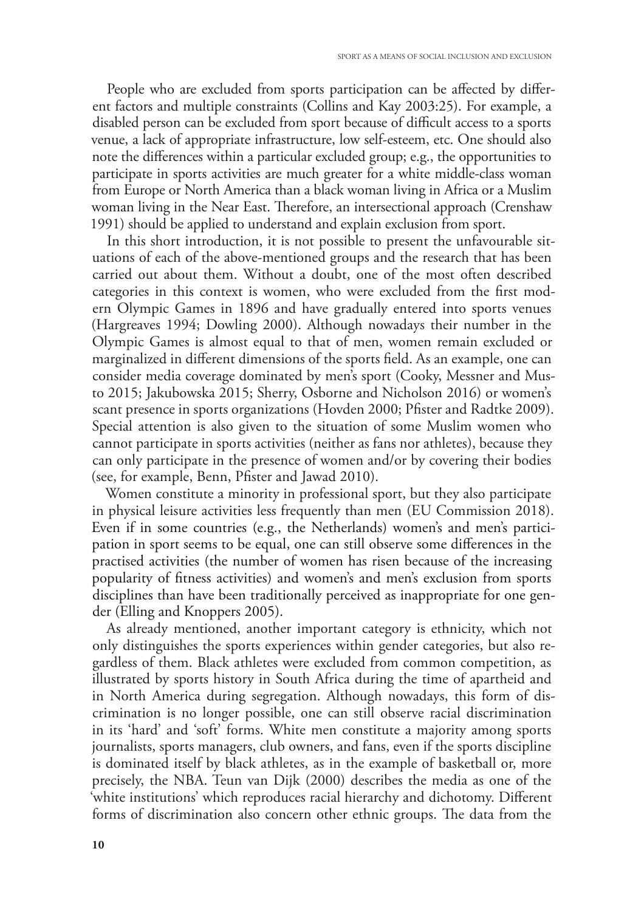People who are excluded from sports participation can be affected by different factors and multiple constraints (Collins and Kay 2003:25). For example, a disabled person can be excluded from sport because of difficult access to a sports venue, a lack of appropriate infrastructure, low self-esteem, etc. One should also note the differences within a particular excluded group; e.g., the opportunities to participate in sports activities are much greater for a white middle-class woman from Europe or North America than a black woman living in Africa or a Muslim woman living in the Near East. Therefore, an intersectional approach (Crenshaw 1991) should be applied to understand and explain exclusion from sport.

In this short introduction, it is not possible to present the unfavourable situations of each of the above-mentioned groups and the research that has been carried out about them. Without a doubt, one of the most often described categories in this context is women, who were excluded from the first modern Olympic Games in 1896 and have gradually entered into sports venues (Hargreaves 1994; Dowling 2000). Although nowadays their number in the Olympic Games is almost equal to that of men, women remain excluded or marginalized in different dimensions of the sports field. As an example, one can consider media coverage dominated by men's sport (Cooky, Messner and Musto 2015; Jakubowska 2015; Sherry, Osborne and Nicholson 2016) or women's scant presence in sports organizations (Hovden 2000; Pfister and Radtke 2009). Special attention is also given to the situation of some Muslim women who cannot participate in sports activities (neither as fans nor athletes), because they can only participate in the presence of women and/or by covering their bodies (see, for example, Benn, Pfister and Jawad 2010).

Women constitute a minority in professional sport, but they also participate in physical leisure activities less frequently than men (EU Commission 2018). Even if in some countries (e.g., the Netherlands) women's and men's participation in sport seems to be equal, one can still observe some differences in the practised activities (the number of women has risen because of the increasing popularity of fitness activities) and women's and men's exclusion from sports disciplines than have been traditionally perceived as inappropriate for one gender (Elling and Knoppers 2005).

As already mentioned, another important category is ethnicity, which not only distinguishes the sports experiences within gender categories, but also regardless of them. Black athletes were excluded from common competition, as illustrated by sports history in South Africa during the time of apartheid and in North America during segregation. Although nowadays, this form of discrimination is no longer possible, one can still observe racial discrimination in its 'hard' and 'soft' forms. White men constitute a majority among sports journalists, sports managers, club owners, and fans, even if the sports discipline is dominated itself by black athletes, as in the example of basketball or, more precisely, the NBA. Teun van Dijk (2000) describes the media as one of the 'white institutions' which reproduces racial hierarchy and dichotomy. Different forms of discrimination also concern other ethnic groups. The data from the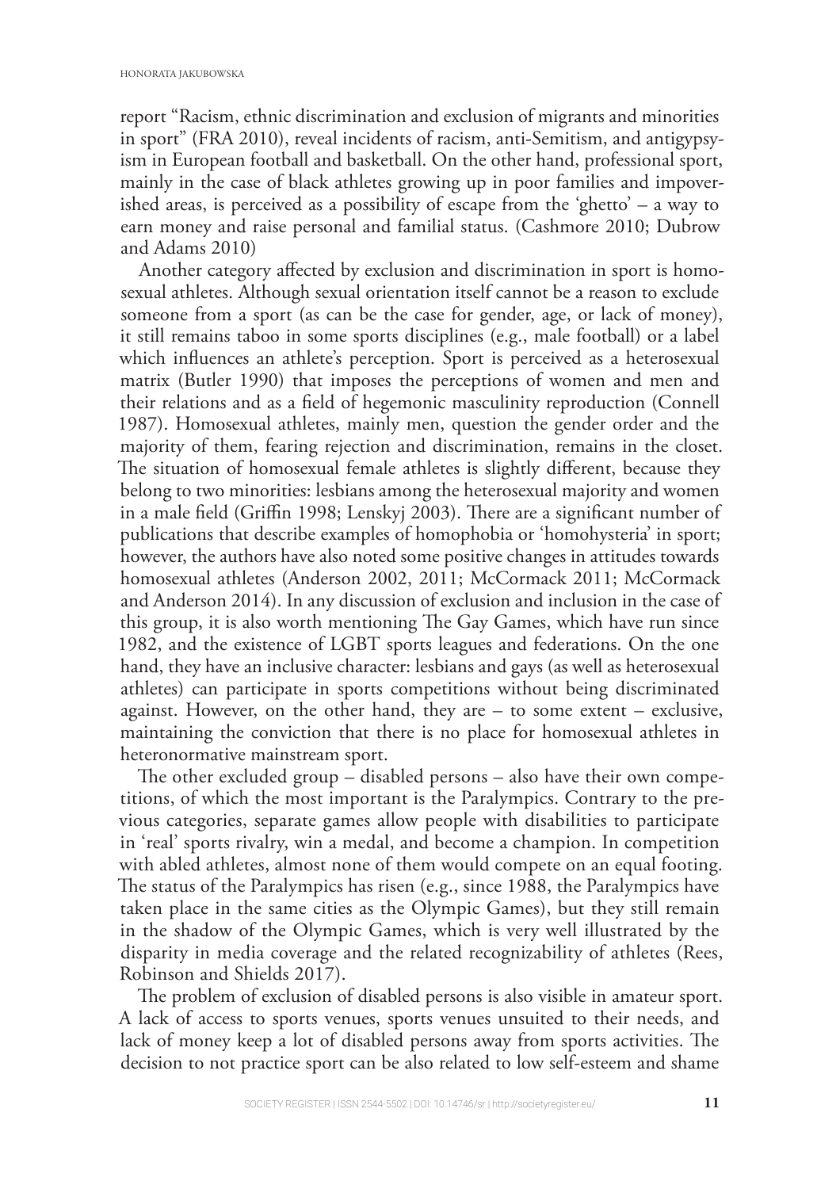report “Racism, ethnic discrimination and exclusion of migrants and minorities in sport” (FRA 2010), reveal incidents of racism, anti-Semitism, and antigypsyism in European football and basketball. On the other hand, professional sport, mainly in the case of black athletes growing up in poor families and impoverished areas, is perceived as a possibility of escape from the ‘ghetto’ – a way to earn money and raise personal and familial status. (Cashmore 2010; Dubrow and Adams 2010)

Another category affected by exclusion and discrimination in sport is homosexual athletes. Although sexual orientation itself cannot be a reason to exclude someone from a sport (as can be the case for gender, age, or lack of money), it still remains taboo in some sports disciplines (e.g., male football) or a label which influences an athlete’s perception. Sport is perceived as a heterosexual matrix (Butler 1990) that imposes the perceptions of women and men and their relations and as a field of hegemonic masculinity reproduction (Connell 1987). Homosexual athletes, mainly men, question the gender order and the majority of them, fearing rejection and discrimination, remains in the closet. The situation of homosexual female athletes is slightly different, because they belong to two minorities: lesbians among the heterosexual majority and women in a male field (Griffin 1998; Lenskyj 2003). There are a significant number of publications that describe examples of homophobia or ‘homohysteria’ in sport; however, the authors have also noted some positive changes in attitudes towards homosexual athletes (Anderson 2002, 2011; McCormack 2011; McCormack and Anderson 2014). In any discussion of exclusion and inclusion in the case of this group, it is also worth mentioning The Gay Games, which have run since 1982, and the existence of LGBT sports leagues and federations. On the one hand, they have an inclusive character: lesbians and gays (as well as heterosexual athletes) can participate in sports competitions without being discriminated against. However, on the other hand, they are – to some extent – exclusive, maintaining the conviction that there is no place for homosexual athletes in heteronormative mainstream sport.

The other excluded group – disabled persons – also have their own competitions, of which the most important is the Paralympics. Contrary to the previous categories, separate games allow people with disabilities to participate in ‘real’ sports rivalry, win a medal, and become a champion. In competition with abled athletes, almost none of them would compete on an equal footing. The status of the Paralympics has risen (e.g., since 1988, the Paralympics have taken place in the same cities as the Olympic Games), but they still remain in the shadow of the Olympic Games, which is very well illustrated by the disparity in media coverage and the related recognizability of athletes (Rees, Robinson and Shields 2017).

The problem of exclusion of disabled persons is also visible in amateur sport. A lack of access to sports venues, sports venues unsuited to their needs, and lack of money keep a lot of disabled persons away from sports activities. The decision to not practice sport can be also related to low self-esteem and shame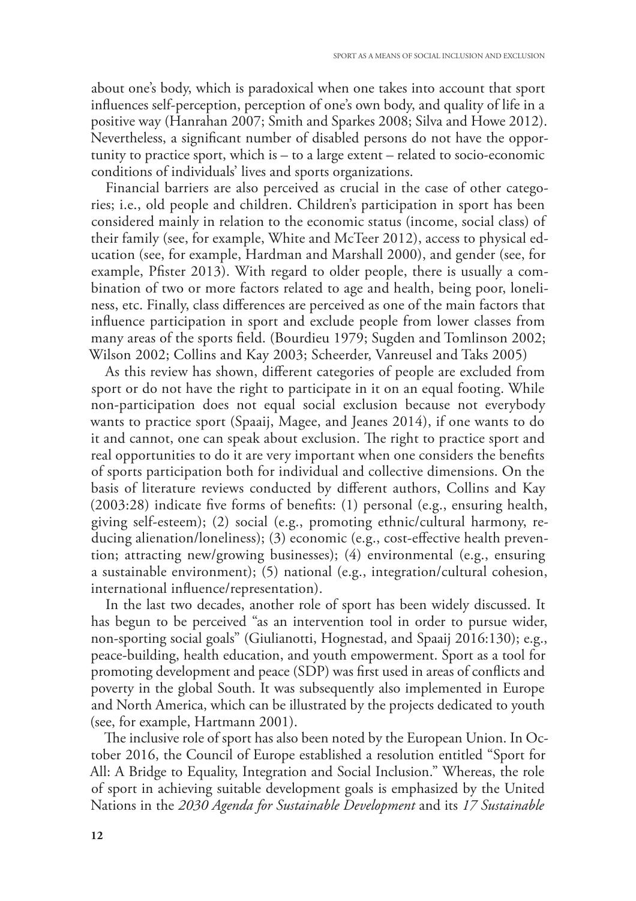about one's body, which is paradoxical when one takes into account that sport influences self-perception, perception of one's own body, and quality of life in a positive way (Hanrahan 2007; Smith and Sparkes 2008; Silva and Howe 2012). Nevertheless, a significant number of disabled persons do not have the opportunity to practice sport, which is – to a large extent – related to socio-economic conditions of individuals' lives and sports organizations.

Financial barriers are also perceived as crucial in the case of other categories; i.e., old people and children. Children's participation in sport has been considered mainly in relation to the economic status (income, social class) of their family (see, for example, White and McTeer 2012), access to physical education (see, for example, Hardman and Marshall 2000), and gender (see, for example, Pfister 2013). With regard to older people, there is usually a combination of two or more factors related to age and health, being poor, loneliness, etc. Finally, class differences are perceived as one of the main factors that influence participation in sport and exclude people from lower classes from many areas of the sports field. (Bourdieu 1979; Sugden and Tomlinson 2002; Wilson 2002; Collins and Kay 2003; Scheerder, Vanreusel and Taks 2005)

As this review has shown, different categories of people are excluded from sport or do not have the right to participate in it on an equal footing. While non-participation does not equal social exclusion because not everybody wants to practice sport (Spaaij, Magee, and Jeanes 2014), if one wants to do it and cannot, one can speak about exclusion. The right to practice sport and real opportunities to do it are very important when one considers the benefits of sports participation both for individual and collective dimensions. On the basis of literature reviews conducted by different authors, Collins and Kay (2003:28) indicate five forms of benefits: (1) personal (e.g., ensuring health, giving self-esteem); (2) social (e.g., promoting ethnic/cultural harmony, reducing alienation/loneliness); (3) economic (e.g., cost-effective health prevention; attracting new/growing businesses); (4) environmental (e.g., ensuring a sustainable environment); (5) national (e.g., integration/cultural cohesion, international influence/representation).

In the last two decades, another role of sport has been widely discussed. It has begun to be perceived "as an intervention tool in order to pursue wider, non-sporting social goals" (Giulianotti, Hognestad, and Spaaij 2016:130); e.g., peace-building, health education, and youth empowerment. Sport as a tool for promoting development and peace (SDP) was first used in areas of conflicts and poverty in the global South. It was subsequently also implemented in Europe and North America, which can be illustrated by the projects dedicated to youth (see, for example, Hartmann 2001).

The inclusive role of sport has also been noted by the European Union. In October 2016, the Council of Europe established a resolution entitled "Sport for All: A Bridge to Equality, Integration and Social Inclusion." Whereas, the role of sport in achieving suitable development goals is emphasized by the United Nations in the *2030 Agenda for Sustainable Development* and its *17 Sustainable*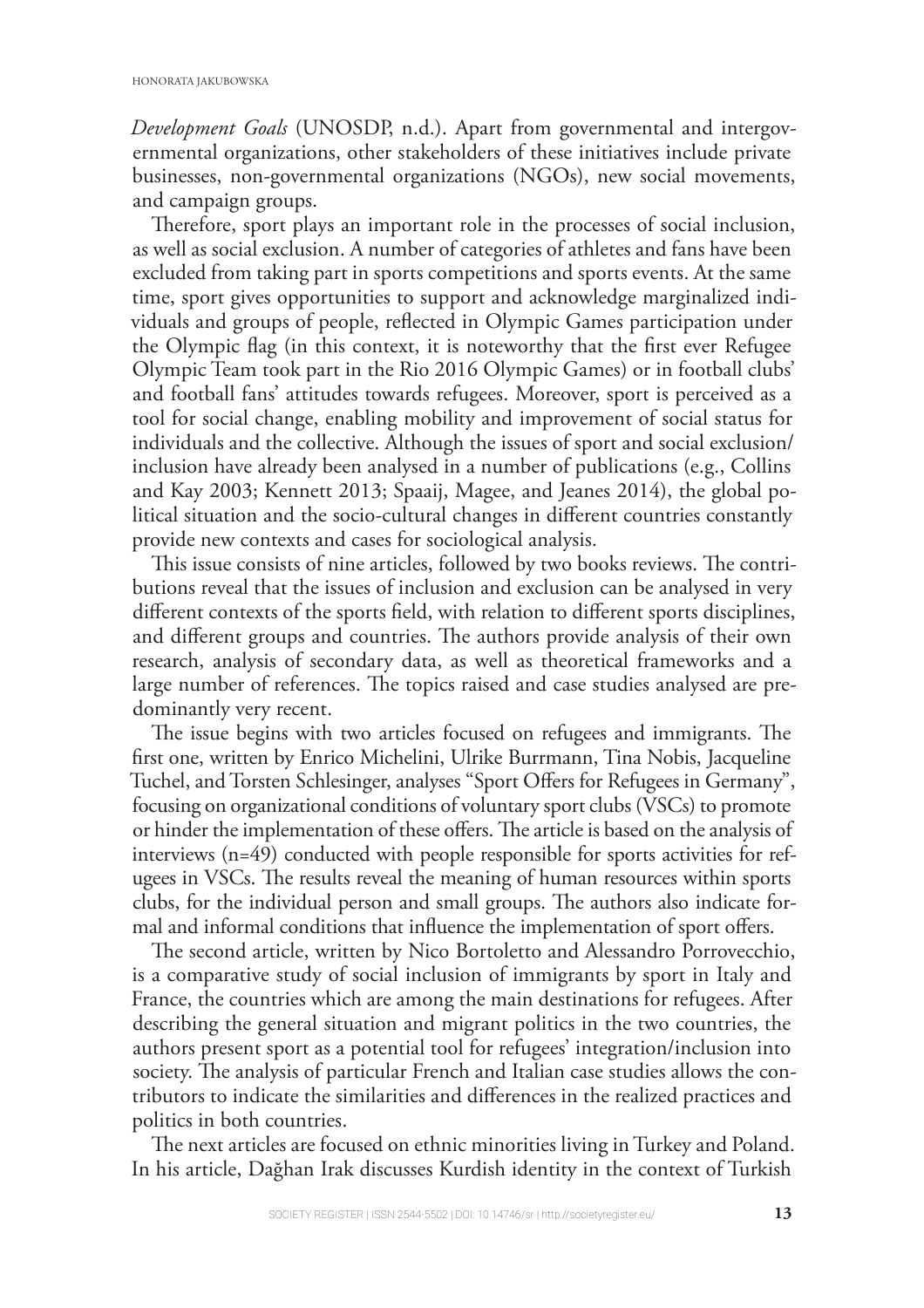*Development Goals* (UNOSDP, n.d.). Apart from governmental and intergovernmental organizations, other stakeholders of these initiatives include private businesses, non-governmental organizations (NGOs), new social movements, and campaign groups.

Therefore, sport plays an important role in the processes of social inclusion, as well as social exclusion. A number of categories of athletes and fans have been excluded from taking part in sports competitions and sports events. At the same time, sport gives opportunities to support and acknowledge marginalized individuals and groups of people, reflected in Olympic Games participation under the Olympic flag (in this context, it is noteworthy that the first ever Refugee Olympic Team took part in the Rio 2016 Olympic Games) or in football clubs' and football fans' attitudes towards refugees. Moreover, sport is perceived as a tool for social change, enabling mobility and improvement of social status for individuals and the collective. Although the issues of sport and social exclusion/inclusion have already been analysed in a number of publications (e.g., Collins and Kay 2003; Kennett 2013; Spaaij, Magee, and Jeanes 2014), the global political situation and the socio-cultural changes in different countries constantly provide new contexts and cases for sociological analysis.

This issue consists of nine articles, followed by two books reviews. The contributions reveal that the issues of inclusion and exclusion can be analysed in very different contexts of the sports field, with relation to different sports disciplines, and different groups and countries. The authors provide analysis of their own research, analysis of secondary data, as well as theoretical frameworks and a large number of references. The topics raised and case studies analysed are predominantly very recent.

The issue begins with two articles focused on refugees and immigrants. The first one, written by Enrico Michelini, Ulrike Burrmann, Tina Nobis, Jacqueline Tuchel, and Torsten Schlesinger, analyses "Sport Offers for Refugees in Germany", focusing on organizational conditions of voluntary sport clubs (VSCs) to promote or hinder the implementation of these offers. The article is based on the analysis of interviews (n=49) conducted with people responsible for sports activities for refugees in VSCs. The results reveal the meaning of human resources within sports clubs, for the individual person and small groups. The authors also indicate formal and informal conditions that influence the implementation of sport offers.

The second article, written by Nico Bortoletto and Alessandro Porrovecchio, is a comparative study of social inclusion of immigrants by sport in Italy and France, the countries which are among the main destinations for refugees. After describing the general situation and migrant politics in the two countries, the authors present sport as a potential tool for refugees' integration/inclusion into society. The analysis of particular French and Italian case studies allows the contributors to indicate the similarities and differences in the realized practices and politics in both countries.

The next articles are focused on ethnic minorities living in Turkey and Poland. In his article, Dağhan Irak discusses Kurdish identity in the context of Turkish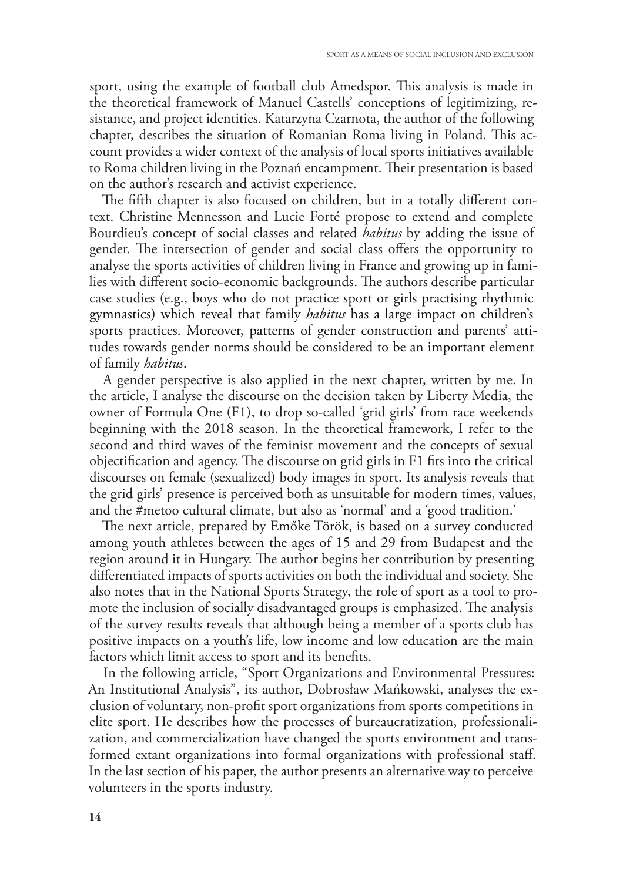sport, using the example of football club Amedspor. This analysis is made in the theoretical framework of Manuel Castells' conceptions of legitimizing, resistance, and project identities. Katarzyna Czarnota, the author of the following chapter, describes the situation of Romanian Roma living in Poland. This account provides a wider context of the analysis of local sports initiatives available to Roma children living in the Poznań encampment. Their presentation is based on the author's research and activist experience.

The fifth chapter is also focused on children, but in a totally different context. Christine Mennesson and Lucie Forté propose to extend and complete Bourdieu's concept of social classes and related *habitus* by adding the issue of gender. The intersection of gender and social class offers the opportunity to analyse the sports activities of children living in France and growing up in families with different socio-economic backgrounds. The authors describe particular case studies (e.g., boys who do not practice sport or girls practising rhythmic gymnastics) which reveal that family *habitus* has a large impact on children's sports practices. Moreover, patterns of gender construction and parents' attitudes towards gender norms should be considered to be an important element of family *habitus*.

A gender perspective is also applied in the next chapter, written by me. In the article, I analyse the discourse on the decision taken by Liberty Media, the owner of Formula One (F1), to drop so-called 'grid girls' from race weekends beginning with the 2018 season. In the theoretical framework, I refer to the second and third waves of the feminist movement and the concepts of sexual objectification and agency. The discourse on grid girls in F1 fits into the critical discourses on female (sexualized) body images in sport. Its analysis reveals that the grid girls' presence is perceived both as unsuitable for modern times, values, and the #metoo cultural climate, but also as 'normal' and a 'good tradition.'

The next article, prepared by Emőke Török, is based on a survey conducted among youth athletes between the ages of 15 and 29 from Budapest and the region around it in Hungary. The author begins her contribution by presenting differentiated impacts of sports activities on both the individual and society. She also notes that in the National Sports Strategy, the role of sport as a tool to promote the inclusion of socially disadvantaged groups is emphasized. The analysis of the survey results reveals that although being a member of a sports club has positive impacts on a youth's life, low income and low education are the main factors which limit access to sport and its benefits.

In the following article, "Sport Organizations and Environmental Pressures: An Institutional Analysis", its author, Dobrosław Mańkowski, analyses the exclusion of voluntary, non-profit sport organizations from sports competitions in elite sport. He describes how the processes of bureaucratization, professionalization, and commercialization have changed the sports environment and transformed extant organizations into formal organizations with professional staff. In the last section of his paper, the author presents an alternative way to perceive volunteers in the sports industry.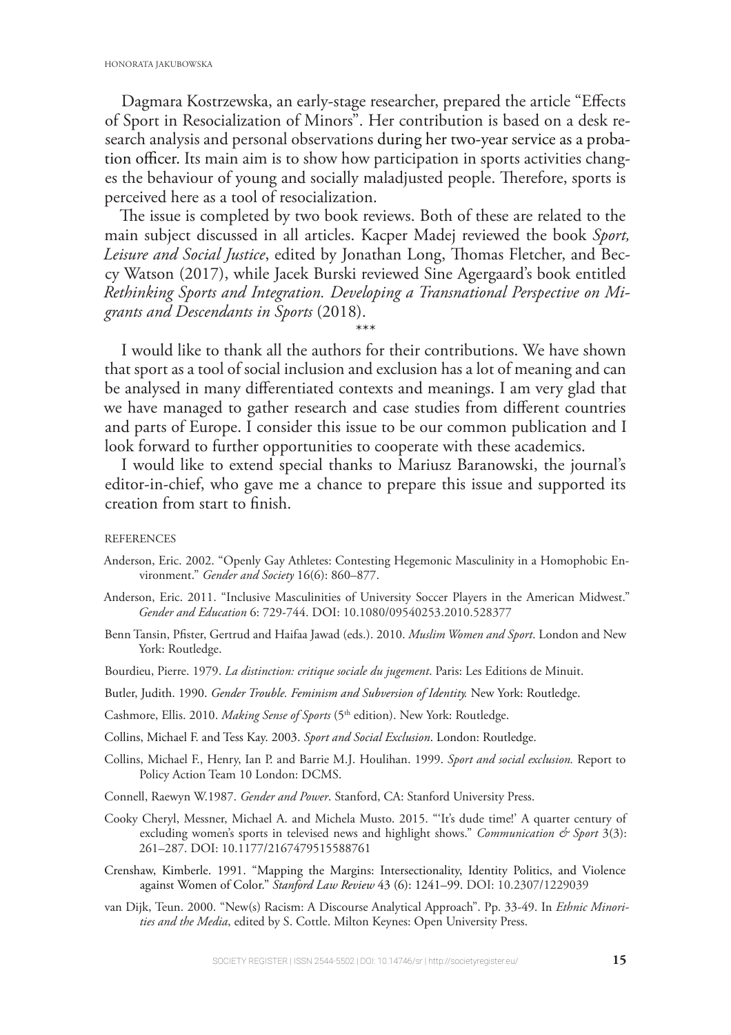Dagmara Kostrzewska, an early-stage researcher, prepared the article "Effects of Sport in Resocialization of Minors". Her contribution is based on a desk research analysis and personal observations during her two-year service as a probation officer. Its main aim is to show how participation in sports activities changes the behaviour of young and socially maladjusted people. Therefore, sports is perceived here as a tool of resocialization.

The issue is completed by two book reviews. Both of these are related to the main subject discussed in all articles. Kacper Madej reviewed the book *Sport, Leisure and Social Justice*, edited by Jonathan Long, Thomas Fletcher, and Beccy Watson (2017), while Jacek Burski reviewed Sine Agergaard's book entitled *Rethinking Sports and Integration. Developing a Transnational Perspective on Migrants and Descendants in Sports* (2018).

\*\*\*

I would like to thank all the authors for their contributions. We have shown that sport as a tool of social inclusion and exclusion has a lot of meaning and can be analysed in many differentiated contexts and meanings. I am very glad that we have managed to gather research and case studies from different countries and parts of Europe. I consider this issue to be our common publication and I look forward to further opportunities to cooperate with these academics.

I would like to extend special thanks to Mariusz Baranowski, the journal's editor-in-chief, who gave me a chance to prepare this issue and supported its creation from start to finish.

## REFERENCES

Anderson, Eric. 2002. "Openly Gay Athletes: Contesting Hegemonic Masculinity in a Homophobic Environment." *Gender and Society* 16(6): 860–877.

Anderson, Eric. 2011. "Inclusive Masculinities of University Soccer Players in the American Midwest." *Gender and Education* 6: 729-744. DOI: 10.1080/09540253.2010.528377

Benn Tansin, Pfister, Gertrud and Haifaa Jawad (eds.). 2010. *Muslim Women and Sport*. London and New York: Routledge.

Bourdieu, Pierre. 1979. *La distinction: critique sociale du jugement*. Paris: Les Editions de Minuit.

Butler, Judith. 1990. *Gender Trouble. Feminism and Subversion of Identity.* New York: Routledge.

Cashmore, Ellis. 2010. *Making Sense of Sports* (5th edition). New York: Routledge.

Collins, Michael F. and Tess Kay. 2003. *Sport and Social Exclusion*. London: Routledge.

Collins, Michael F., Henry, Ian P. and Barrie M.J. Houlihan. 1999. *Sport and social exclusion.* Report to Policy Action Team 10 London: DCMS.

Connell, Raewyn W.1987. *Gender and Power*. Stanford, CA: Stanford University Press.

Cooky Cheryl, Messner, Michael A. and Michela Musto. 2015. "'It's dude time!' A quarter century of excluding women's sports in televised news and highlight shows." *Communication & Sport* 3(3): 261–287. DOI: 10.1177/2167479515588761

Crenshaw, Kimberle. 1991. "Mapping the Margins: Intersectionality, Identity Politics, and Violence against Women of Color." *Stanford Law Review* 43 (6): 1241–99. DOI: 10.2307/1229039

van Dijk, Teun. 2000. "New(s) Racism: A Discourse Analytical Approach". Pp. 33-49. In *Ethnic Minorities and the Media*, edited by S. Cottle. Milton Keynes: Open University Press.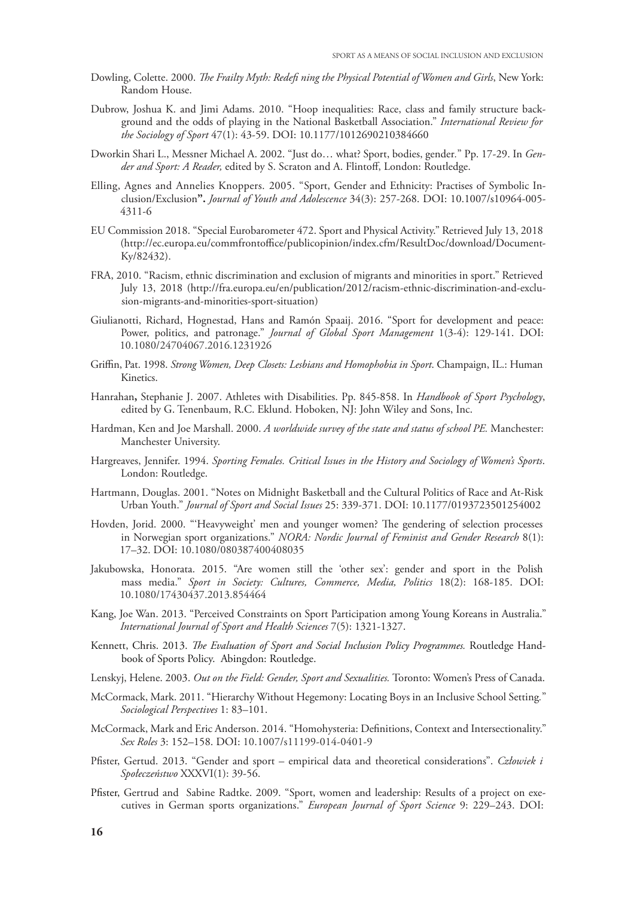Dowling, Colette. 2000. *The Frailty Myth: Redefi ning the Physical Potential of Women and Girls*, New York: Random House.

Dubrow, Joshua K. and Jimi Adams. 2010. "Hoop inequalities: Race, class and family structure background and the odds of playing in the National Basketball Association." *International Review for the Sociology of Sport* 47(1): 43-59. DOI: 10.1177/1012690210384660

Dworkin Shari L., Messner Michael A. 2002. "Just do… what? Sport, bodies, gender." Pp. 17-29. In *Gender and Sport: A Reader,* edited by S. Scraton and A. Flintoff, London: Routledge.

Elling, Agnes and Annelies Knoppers. 2005. "Sport, Gender and Ethnicity: Practises of Symbolic Inclusion/Exclusion**".** *Journal of Youth and Adolescence* 34(3): 257-268. DOI: 10.1007/s10964-005-4311-6

EU Commission 2018. "Special Eurobarometer 472. Sport and Physical Activity." Retrieved July 13, 2018 (http://ec.europa.eu/commfrontoffice/publicopinion/index.cfm/ResultDoc/download/DocumentKy/82432).

FRA, 2010. "Racism, ethnic discrimination and exclusion of migrants and minorities in sport." Retrieved July 13, 2018 (http://fra.europa.eu/en/publication/2012/racism-ethnic-discrimination-and-exclusion-migrants-and-minorities-sport-situation)

Giulianotti, Richard, Hognestad, Hans and Ramón Spaaij. 2016. "Sport for development and peace: Power, politics, and patronage." *Journal of Global Sport Management* 1(3-4): 129-141. DOI: 10.1080/24704067.2016.1231926

Griffin, Pat. 1998. *Strong Women, Deep Closets: Lesbians and Homophobia in Sport*. Champaign, IL.: Human Kinetics.

Hanrahan**,** Stephanie J. 2007. Athletes with Disabilities. Pp. 845-858. In *Handbook of Sport Psychology*, edited by G. Tenenbaum, R.C. Eklund. Hoboken, NJ: John Wiley and Sons, Inc.

Hardman, Ken and Joe Marshall. 2000. *A worldwide survey of the state and status of school PE.* Manchester: Manchester University.

Hargreaves, Jennifer. 1994. *Sporting Females. Critical Issues in the History and Sociology of Women's Sports*. London: Routledge.

Hartmann, Douglas. 2001. "Notes on Midnight Basketball and the Cultural Politics of Race and At-Risk Urban Youth." *Journal of Sport and Social Issues* 25: 339-371. DOI: 10.1177/0193723501254002

Hovden, Jorid. 2000. "'Heavyweight' men and younger women? The gendering of selection processes in Norwegian sport organizations." *NORA: Nordic Journal of Feminist and Gender Research* 8(1): 17–32. DOI: 10.1080/080387400408035

Jakubowska, Honorata. 2015. "Are women still the 'other sex': gender and sport in the Polish mass media." *Sport in Society: Cultures, Commerce, Media, Politics* 18(2): 168-185. DOI: 10.1080/17430437.2013.854464

Kang, Joe Wan. 2013. "Perceived Constraints on Sport Participation among Young Koreans in Australia." *International Journal of Sport and Health Sciences* 7(5): 1321-1327.

Kennett, Chris. 2013. *The Evaluation of Sport and Social Inclusion Policy Programmes.* Routledge Handbook of Sports Policy. Abingdon: Routledge.

Lenskyj, Helene. 2003. *Out on the Field: Gender, Sport and Sexualities.* Toronto: Women's Press of Canada.

McCormack, Mark. 2011. "Hierarchy Without Hegemony: Locating Boys in an Inclusive School Setting." *Sociological Perspectives* 1: 83–101.

McCormack, Mark and Eric Anderson. 2014. "Homohysteria: Definitions, Context and Intersectionality." *Sex Roles* 3: 152–158. DOI: 10.1007/s11199-014-0401-9

Pfister, Gertud. 2013. "Gender and sport – empirical data and theoretical considerations". *Człowiek i Społeczeństwo* XXXVI(1): 39-56.

Pfister, Gertrud and Sabine Radtke. 2009. "Sport, women and leadership: Results of a project on executives in German sports organizations." *European Journal of Sport Science* 9: 229–243. DOI: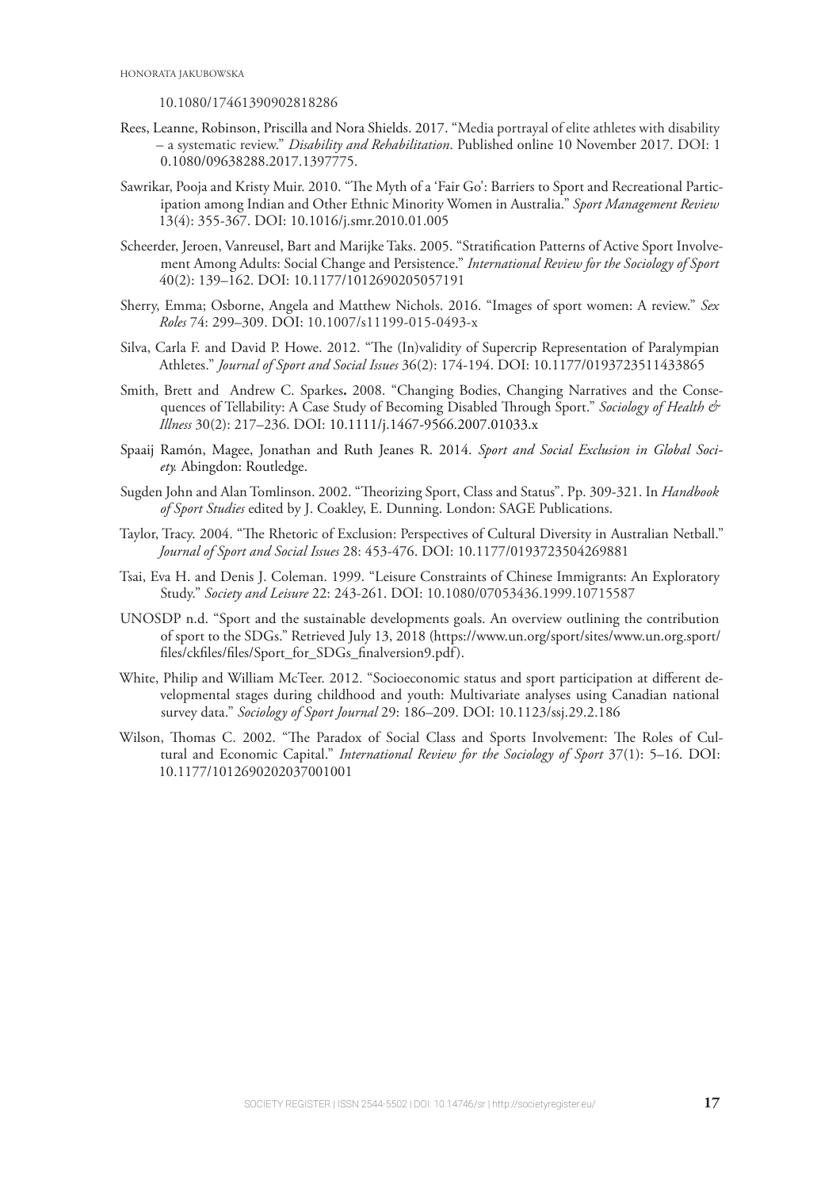10.1080/17461390902818286

Rees, Leanne, Robinson, Priscilla and Nora Shields. 2017. "Media portrayal of elite athletes with disability – a systematic review." *Disability and Rehabilitation*. Published online 10 November 2017. DOI: 10.1080/09638288.2017.1397775.

Sawrikar, Pooja and Kristy Muir. 2010. "The Myth of a 'Fair Go': Barriers to Sport and Recreational Participation among Indian and Other Ethnic Minority Women in Australia." *Sport Management Review* 13(4): 355-367. DOI: 10.1016/j.smr.2010.01.005

Scheerder, Jeroen, Vanreusel, Bart and Marijke Taks. 2005. "Stratification Patterns of Active Sport Involvement Among Adults: Social Change and Persistence." *International Review for the Sociology of Sport* 40(2): 139–162. DOI: 10.1177/1012690205057191

Sherry, Emma; Osborne, Angela and Matthew Nichols. 2016. "Images of sport women: A review." *Sex Roles* 74: 299–309. DOI: 10.1007/s11199-015-0493-x

Silva, Carla F. and David P. Howe. 2012. "The (In)validity of Supercrip Representation of Paralympian Athletes." *Journal of Sport and Social Issues* 36(2): 174-194. DOI: 10.1177/0193723511433865

Smith, Brett and Andrew C. Sparkes**.** 2008. "Changing Bodies, Changing Narratives and the Consequences of Tellability: A Case Study of Becoming Disabled Through Sport." *Sociology of Health & Illness* 30(2): 217–236. DOI: 10.1111/j.1467-9566.2007.01033.x

Spaaij Ramón, Magee, Jonathan and Ruth Jeanes R. 2014. *Sport and Social Exclusion in Global Society.* Abingdon: Routledge.

Sugden John and Alan Tomlinson. 2002. "Theorizing Sport, Class and Status". Pp. 309-321. In *Handbook of Sport Studies* edited by J. Coakley, E. Dunning. London: SAGE Publications.

Taylor, Tracy. 2004. "The Rhetoric of Exclusion: Perspectives of Cultural Diversity in Australian Netball." *Journal of Sport and Social Issues* 28: 453-476. DOI: 10.1177/0193723504269881

Tsai, Eva H. and Denis J. Coleman. 1999. "Leisure Constraints of Chinese Immigrants: An Exploratory Study." *Society and Leisure* 22: 243-261. DOI: 10.1080/07053436.1999.10715587

UNOSDP n.d. "Sport and the sustainable developments goals. An overview outlining the contribution of sport to the SDGs." Retrieved July 13, 2018 (https://www.un.org/sport/sites/www.un.org.sport/files/ckfiles/files/Sport_for_SDGs_finalversion9.pdf).

White, Philip and William McTeer. 2012. "Socioeconomic status and sport participation at different developmental stages during childhood and youth: Multivariate analyses using Canadian national survey data." *Sociology of Sport Journal* 29: 186–209. DOI: 10.1123/ssj.29.2.186

Wilson, Thomas C. 2002. "The Paradox of Social Class and Sports Involvement: The Roles of Cultural and Economic Capital." *International Review for the Sociology of Sport* 37(1): 5–16. DOI: 10.1177/1012690202037001001